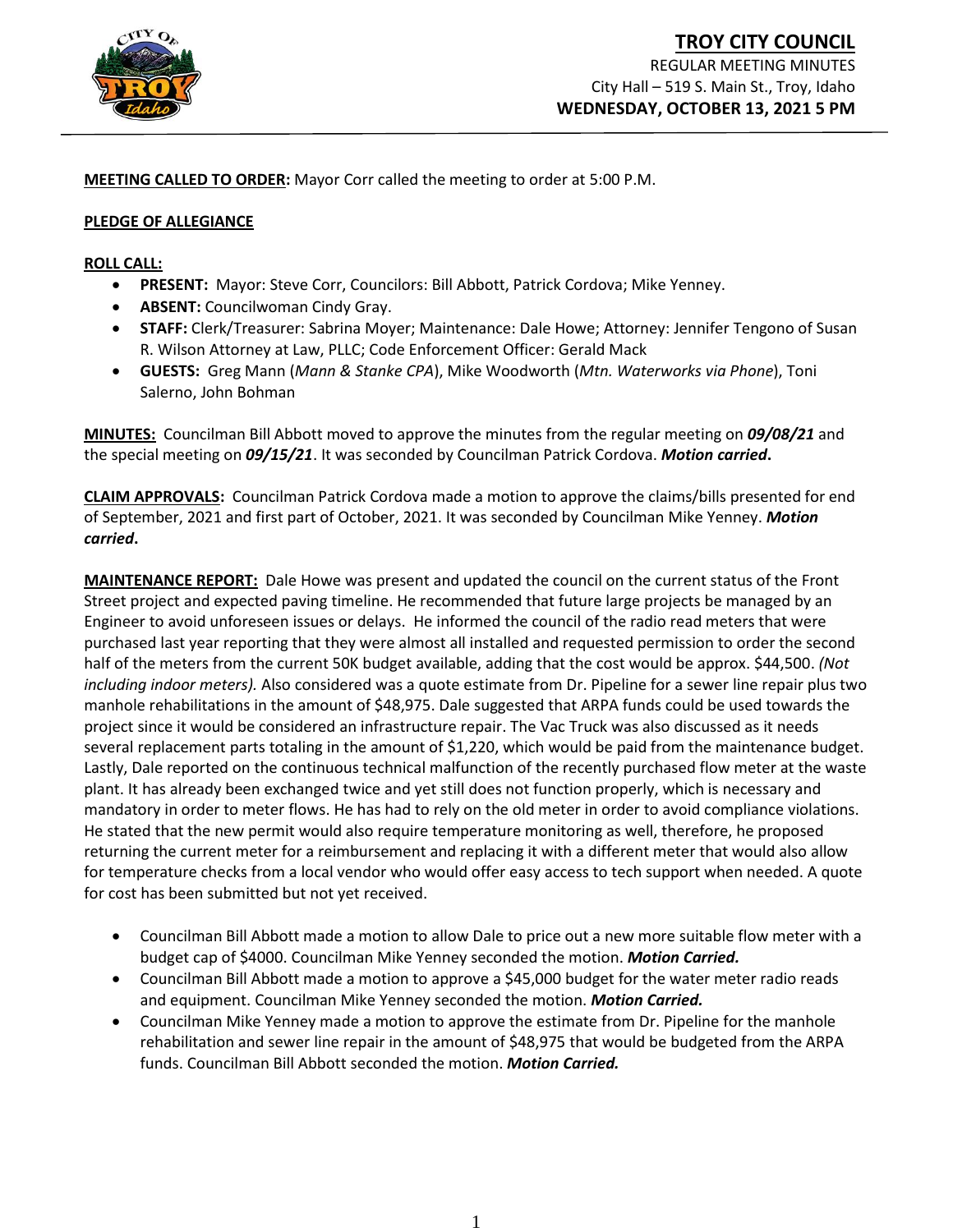# TROY CITY COUNCIL

REGULAR MEETING MINUTES
City Hall – 519 S. Main St., Troy, Idaho
**WEDNESDAY, OCTOBER 13, 2021 5 PM**

**MEETING CALLED TO ORDER:** Mayor Corr called the meeting to order at 5:00 P.M.

**PLEDGE OF ALLEGIANCE**

**ROLL CALL:**

- **PRESENT:** Mayor: Steve Corr, Councilors: Bill Abbott, Patrick Cordova; Mike Yenney.
- **ABSENT:** Councilwoman Cindy Gray.
- **STAFF:** Clerk/Treasurer: Sabrina Moyer; Maintenance: Dale Howe; Attorney: Jennifer Tengono of Susan R. Wilson Attorney at Law, PLLC; Code Enforcement Officer: Gerald Mack
- **GUESTS:** Greg Mann (*Mann & Stanke CPA*), Mike Woodworth (*Mtn. Waterworks via Phone*), Toni Salerno, John Bohman

**MINUTES:** Councilman Bill Abbott moved to approve the minutes from the regular meeting on ***09/08/21*** and the special meeting on ***09/15/21***. It was seconded by Councilman Patrick Cordova. ***Motion carried.***

**CLAIM APPROVALS:** Councilman Patrick Cordova made a motion to approve the claims/bills presented for end of September, 2021 and first part of October, 2021. It was seconded by Councilman Mike Yenney. ***Motion carried.***

**MAINTENANCE REPORT:** Dale Howe was present and updated the council on the current status of the Front Street project and expected paving timeline. He recommended that future large projects be managed by an Engineer to avoid unforeseen issues or delays. He informed the council of the radio read meters that were purchased last year reporting that they were almost all installed and requested permission to order the second half of the meters from the current 50K budget available, adding that the cost would be approx. $44,500. *(Not including indoor meters).* Also considered was a quote estimate from Dr. Pipeline for a sewer line repair plus two manhole rehabilitations in the amount of $48,975. Dale suggested that ARPA funds could be used towards the project since it would be considered an infrastructure repair. The Vac Truck was also discussed as it needs several replacement parts totaling in the amount of $1,220, which would be paid from the maintenance budget. Lastly, Dale reported on the continuous technical malfunction of the recently purchased flow meter at the waste plant. It has already been exchanged twice and yet still does not function properly, which is necessary and mandatory in order to meter flows. He has had to rely on the old meter in order to avoid compliance violations. He stated that the new permit would also require temperature monitoring as well, therefore, he proposed returning the current meter for a reimbursement and replacing it with a different meter that would also allow for temperature checks from a local vendor who would offer easy access to tech support when needed. A quote for cost has been submitted but not yet received.

- Councilman Bill Abbott made a motion to allow Dale to price out a new more suitable flow meter with a budget cap of $4000. Councilman Mike Yenney seconded the motion. ***Motion Carried.***
- Councilman Bill Abbott made a motion to approve a $45,000 budget for the water meter radio reads and equipment. Councilman Mike Yenney seconded the motion. ***Motion Carried.***
- Councilman Mike Yenney made a motion to approve the estimate from Dr. Pipeline for the manhole rehabilitation and sewer line repair in the amount of $48,975 that would be budgeted from the ARPA funds. Councilman Bill Abbott seconded the motion. ***Motion Carried.***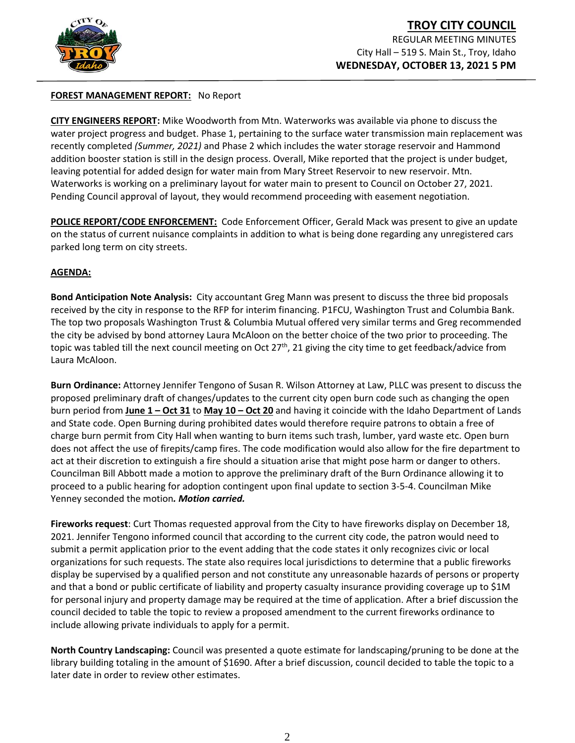**FOREST MANAGEMENT REPORT:** No Report

**CITY ENGINEERS REPORT:** Mike Woodworth from Mtn. Waterworks was available via phone to discuss the water project progress and budget. Phase 1, pertaining to the surface water transmission main replacement was recently completed *(Summer, 2021)* and Phase 2 which includes the water storage reservoir and Hammond addition booster station is still in the design process. Overall, Mike reported that the project is under budget, leaving potential for added design for water main from Mary Street Reservoir to new reservoir. Mtn. Waterworks is working on a preliminary layout for water main to present to Council on October 27, 2021. Pending Council approval of layout, they would recommend proceeding with easement negotiation.

**POLICE REPORT/CODE ENFORCEMENT:** Code Enforcement Officer, Gerald Mack was present to give an update on the status of current nuisance complaints in addition to what is being done regarding any unregistered cars parked long term on city streets.

**AGENDA:**

**Bond Anticipation Note Analysis:** City accountant Greg Mann was present to discuss the three bid proposals received by the city in response to the RFP for interim financing. P1FCU, Washington Trust and Columbia Bank. The top two proposals Washington Trust & Columbia Mutual offered very similar terms and Greg recommended the city be advised by bond attorney Laura McAloon on the better choice of the two prior to proceeding. The topic was tabled till the next council meeting on Oct 27th, 21 giving the city time to get feedback/advice from Laura McAloon.

**Burn Ordinance:** Attorney Jennifer Tengono of Susan R. Wilson Attorney at Law, PLLC was present to discuss the proposed preliminary draft of changes/updates to the current city open burn code such as changing the open burn period from **June 1 – Oct 31** to **May 10 – Oct 20** and having it coincide with the Idaho Department of Lands and State code. Open Burning during prohibited dates would therefore require patrons to obtain a free of charge burn permit from City Hall when wanting to burn items such trash, lumber, yard waste etc. Open burn does not affect the use of firepits/camp fires. The code modification would also allow for the fire department to act at their discretion to extinguish a fire should a situation arise that might pose harm or danger to others. Councilman Bill Abbott made a motion to approve the preliminary draft of the Burn Ordinance allowing it to proceed to a public hearing for adoption contingent upon final update to section 3-5-4. Councilman Mike Yenney seconded the motion**.** ***Motion carried.***

**Fireworks request**: Curt Thomas requested approval from the City to have fireworks display on December 18, 2021. Jennifer Tengono informed council that according to the current city code, the patron would need to submit a permit application prior to the event adding that the code states it only recognizes civic or local organizations for such requests. The state also requires local jurisdictions to determine that a public fireworks display be supervised by a qualified person and not constitute any unreasonable hazards of persons or property and that a bond or public certificate of liability and property casualty insurance providing coverage up to $1M for personal injury and property damage may be required at the time of application. After a brief discussion the council decided to table the topic to review a proposed amendment to the current fireworks ordinance to include allowing private individuals to apply for a permit.

**North Country Landscaping:** Council was presented a quote estimate for landscaping/pruning to be done at the library building totaling in the amount of $1690. After a brief discussion, council decided to table the topic to a later date in order to review other estimates.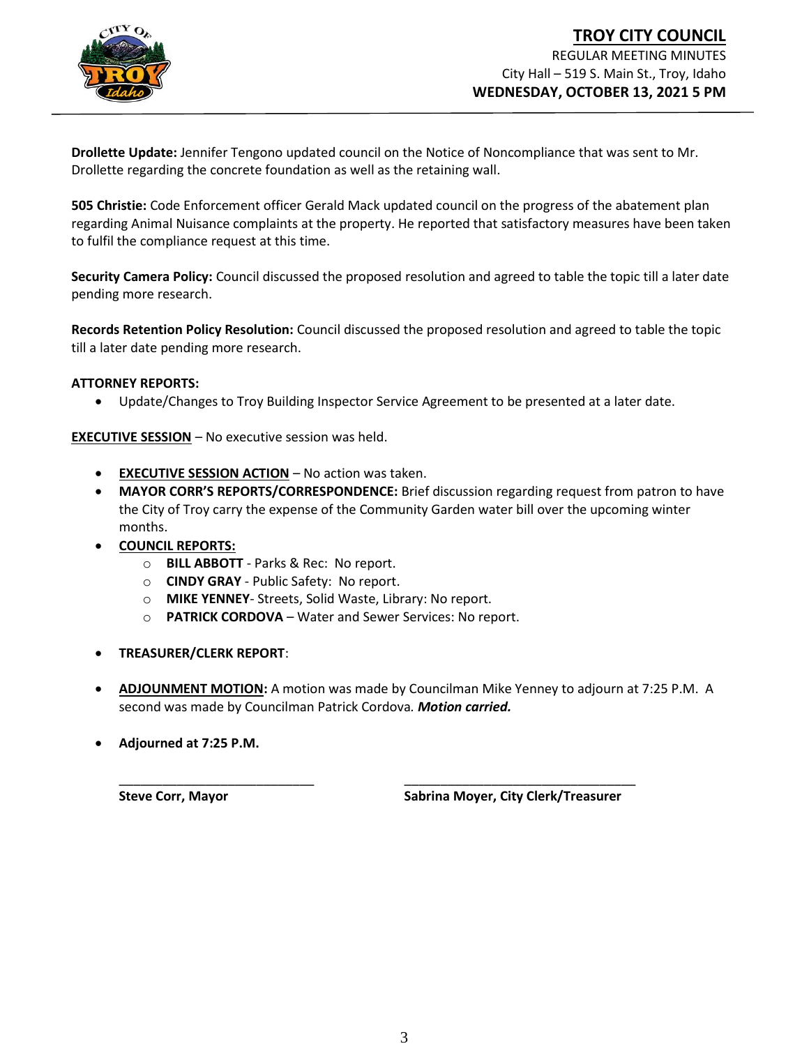# TROY CITY COUNCIL

REGULAR MEETING MINUTES

City Hall – 519 S. Main St., Troy, Idaho

**WEDNESDAY, OCTOBER 13, 2021 5 PM**

**Drollette Update:** Jennifer Tengono updated council on the Notice of Noncompliance that was sent to Mr. Drollette regarding the concrete foundation as well as the retaining wall.

**505 Christie:** Code Enforcement officer Gerald Mack updated council on the progress of the abatement plan regarding Animal Nuisance complaints at the property. He reported that satisfactory measures have been taken to fulfil the compliance request at this time.

**Security Camera Policy:** Council discussed the proposed resolution and agreed to table the topic till a later date pending more research.

**Records Retention Policy Resolution:** Council discussed the proposed resolution and agreed to table the topic till a later date pending more research.

**ATTORNEY REPORTS:**

- Update/Changes to Troy Building Inspector Service Agreement to be presented at a later date.

**EXECUTIVE SESSION** – No executive session was held.

- **EXECUTIVE SESSION ACTION** – No action was taken.
- **MAYOR CORR'S REPORTS/CORRESPONDENCE:** Brief discussion regarding request from patron to have the City of Troy carry the expense of the Community Garden water bill over the upcoming winter months.
- **COUNCIL REPORTS:**
  - **BILL ABBOTT** - Parks & Rec: No report.
  - **CINDY GRAY** - Public Safety: No report.
  - **MIKE YENNEY**- Streets, Solid Waste, Library: No report.
  - **PATRICK CORDOVA** – Water and Sewer Services: No report.
- **TREASURER/CLERK REPORT**:
- **ADJOURNMENT MOTION:** A motion was made by Councilman Mike Yenney to adjourn at 7:25 P.M. A second was made by Councilman Patrick Cordova. ***Motion carried.***
- **Adjourned at 7:25 P.M.**

\_\_\_\_\_\_\_\_\_\_\_\_\_\_\_\_\_\_\_\_\_\_\_\_\_\_\_\_ &nbsp;&nbsp;&nbsp;&nbsp; \_\_\_\_\_\_\_\_\_\_\_\_\_\_\_\_\_\_\_\_\_\_\_\_\_\_\_\_\_\_\_\_\_\_

**Steve Corr, Mayor** &nbsp;&nbsp;&nbsp;&nbsp; **Sabrina Moyer, City Clerk/Treasurer**